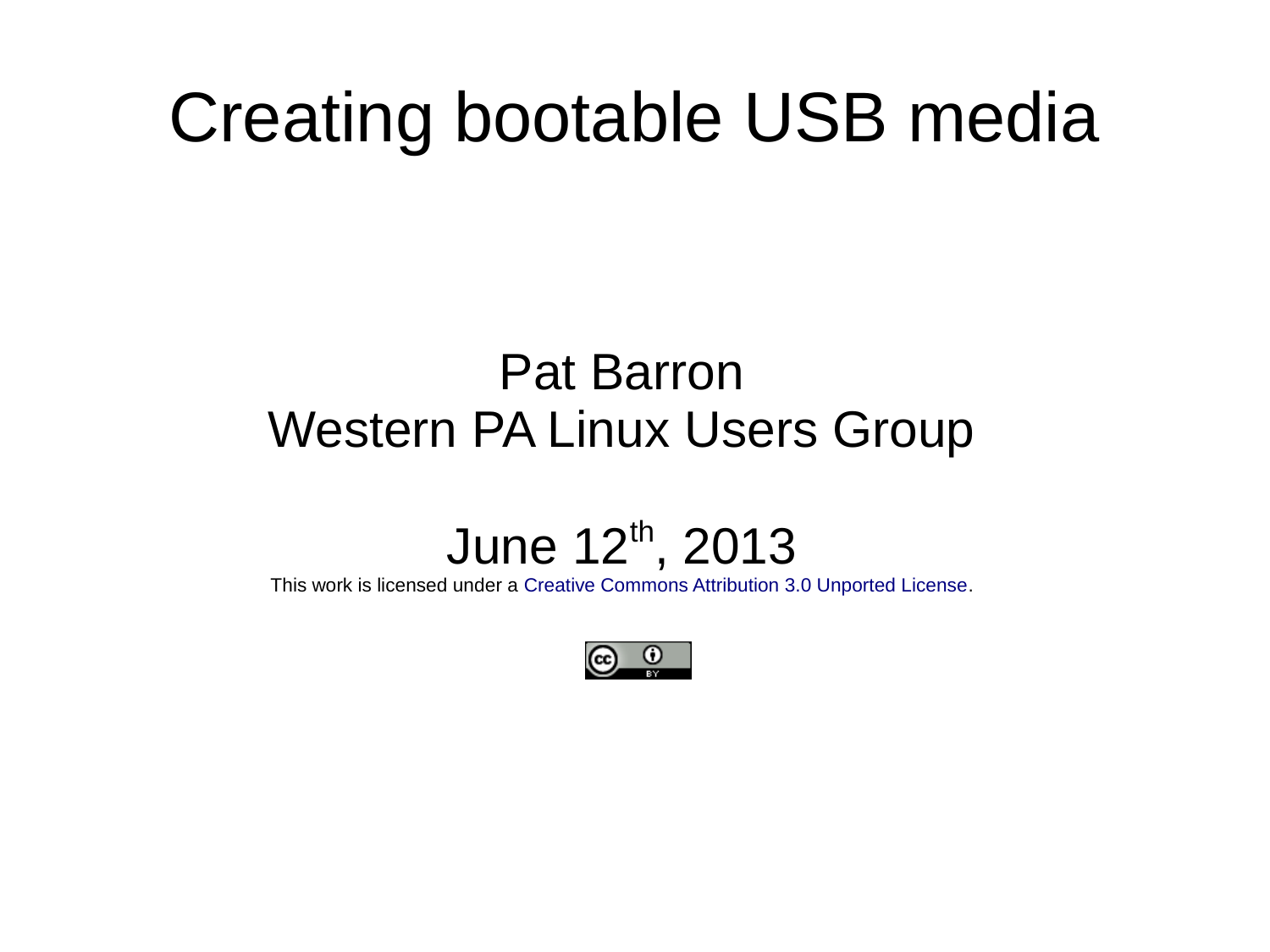# Creating bootable USB media

Pat Barron
Western PA Linux Users Group

June 12th, 2013

This work is licensed under a Creative Commons Attribution 3.0 Unported License.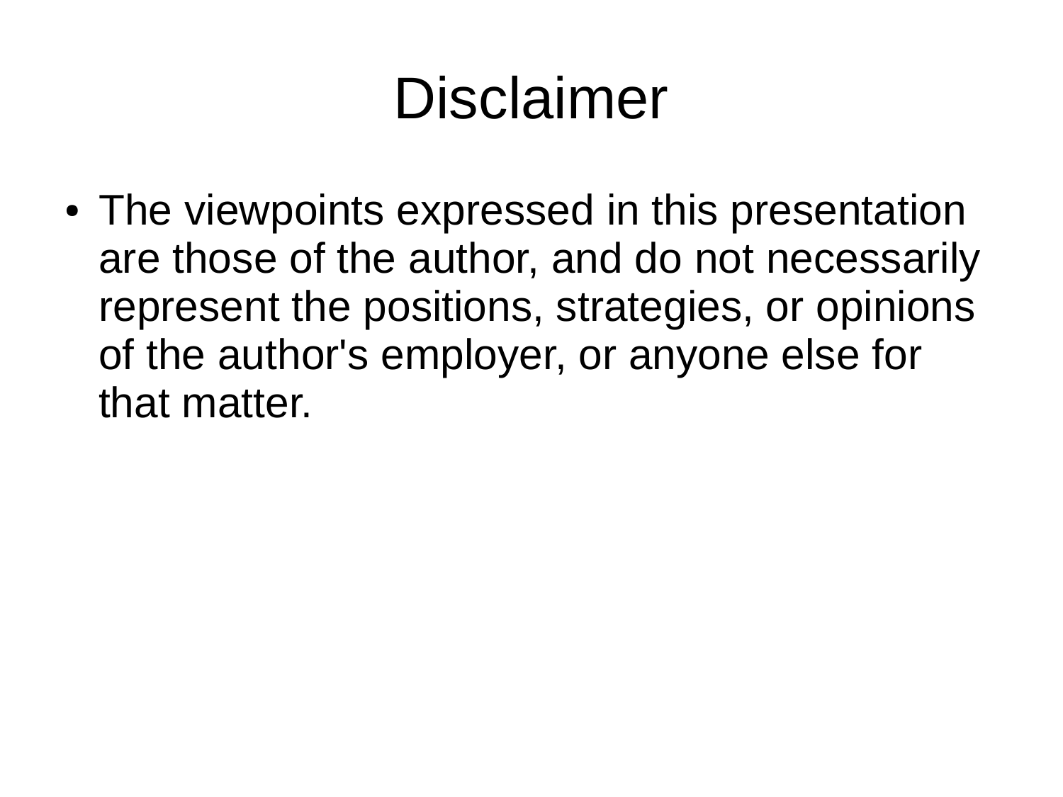# Disclaimer

- The viewpoints expressed in this presentation are those of the author, and do not necessarily represent the positions, strategies, or opinions of the author's employer, or anyone else for that matter.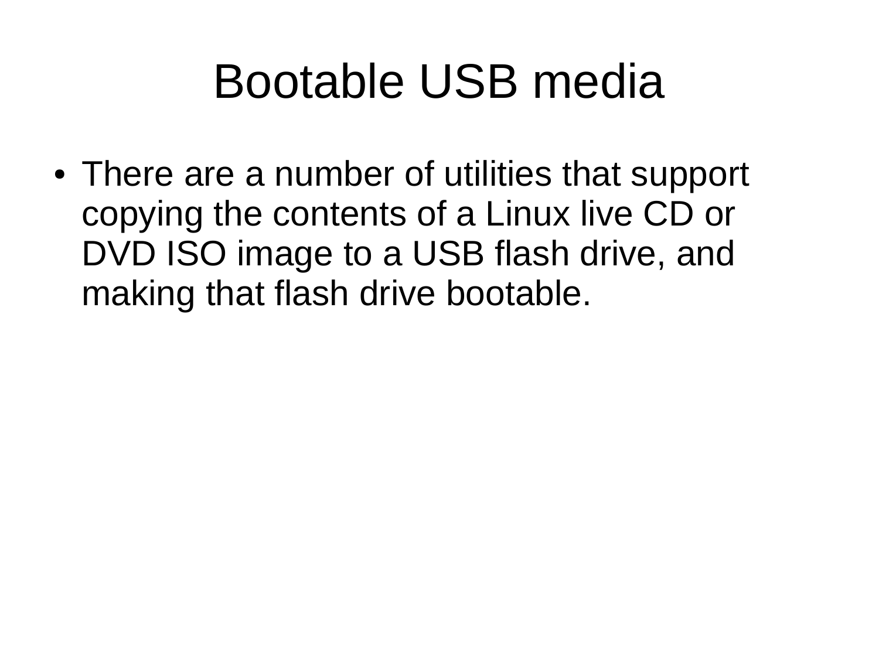# Bootable USB media

- There are a number of utilities that support copying the contents of a Linux live CD or DVD ISO image to a USB flash drive, and making that flash drive bootable.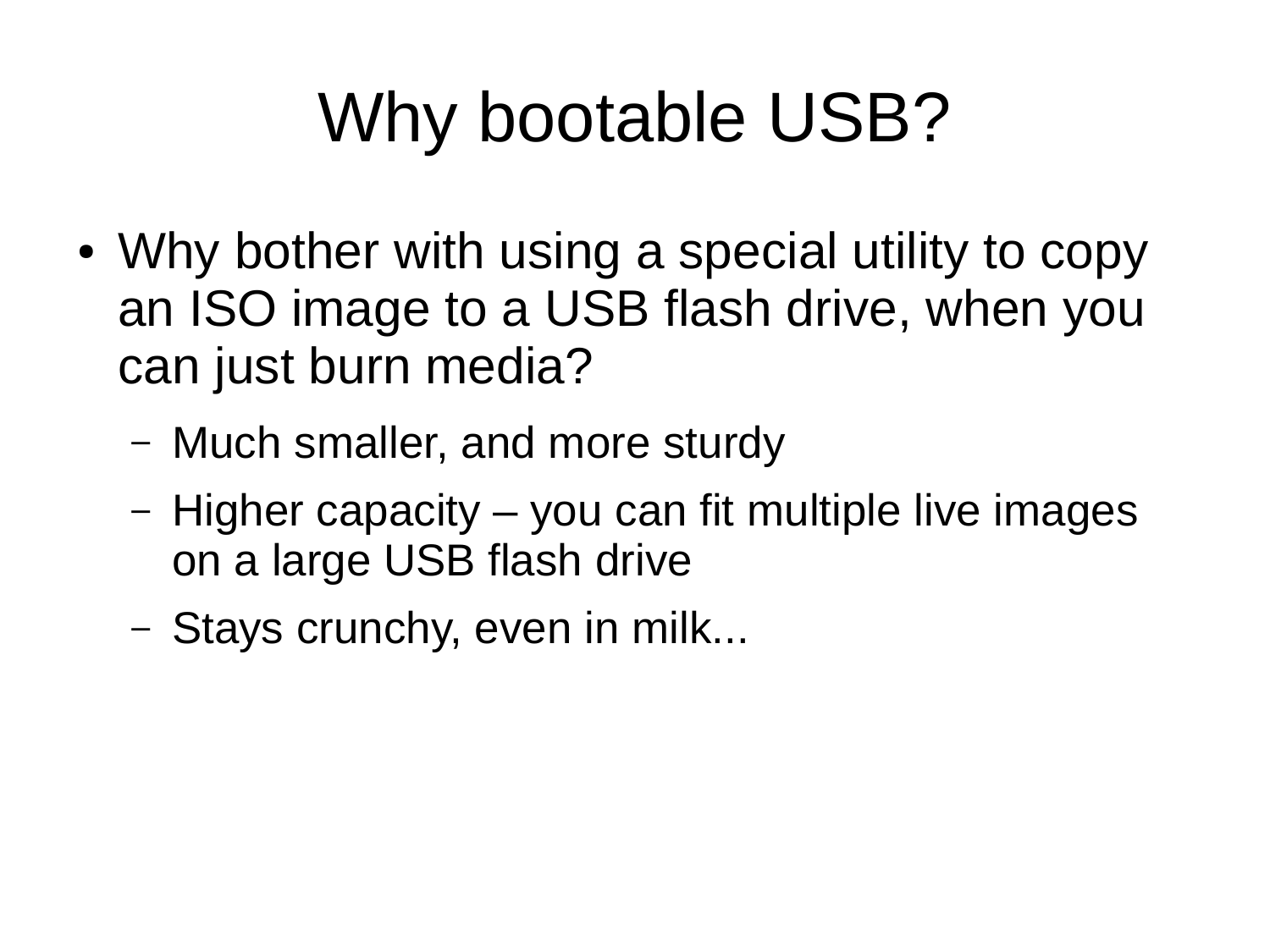# Why bootable USB?

- Why bother with using a special utility to copy an ISO image to a USB flash drive, when you can just burn media?
  - Much smaller, and more sturdy
  - Higher capacity – you can fit multiple live images on a large USB flash drive
  - Stays crunchy, even in milk...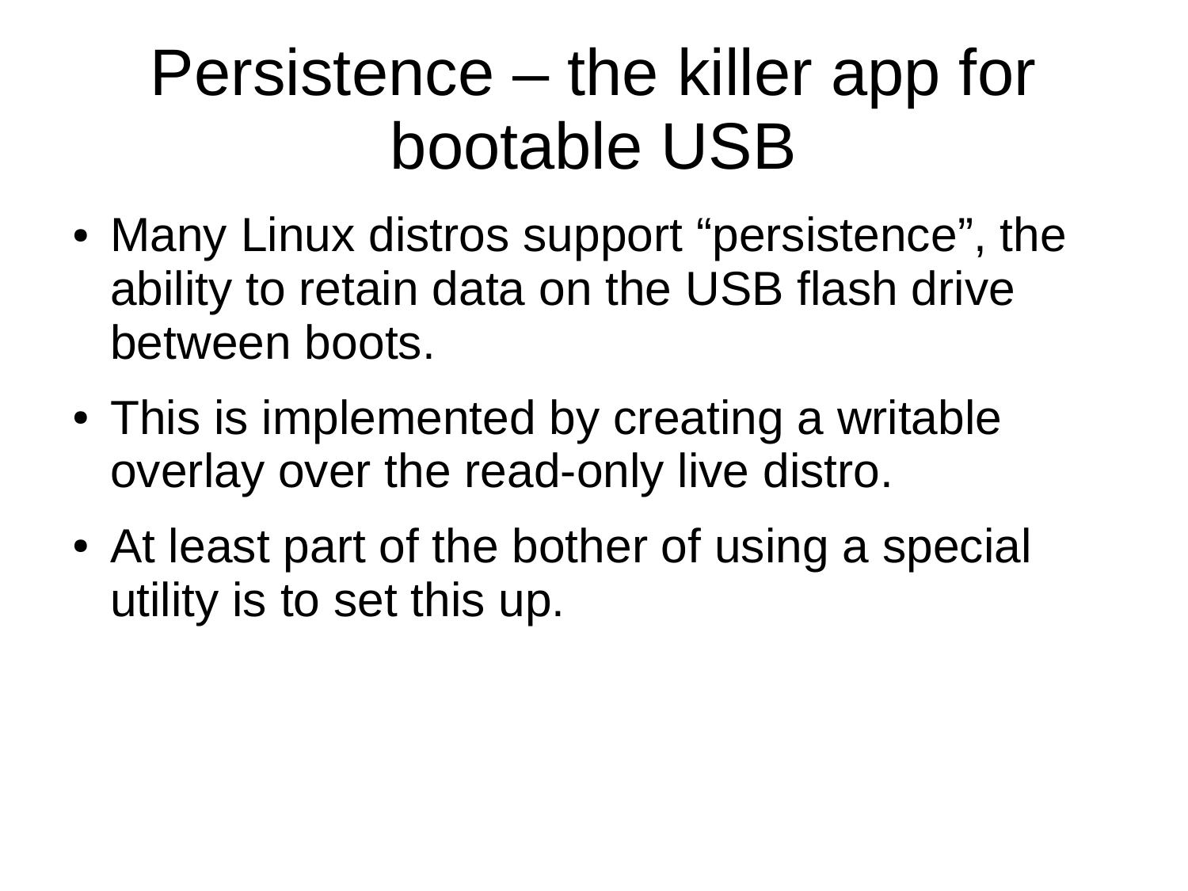# Persistence – the killer app for bootable USB

- Many Linux distros support "persistence", the ability to retain data on the USB flash drive between boots.
- This is implemented by creating a writable overlay over the read-only live distro.
- At least part of the bother of using a special utility is to set this up.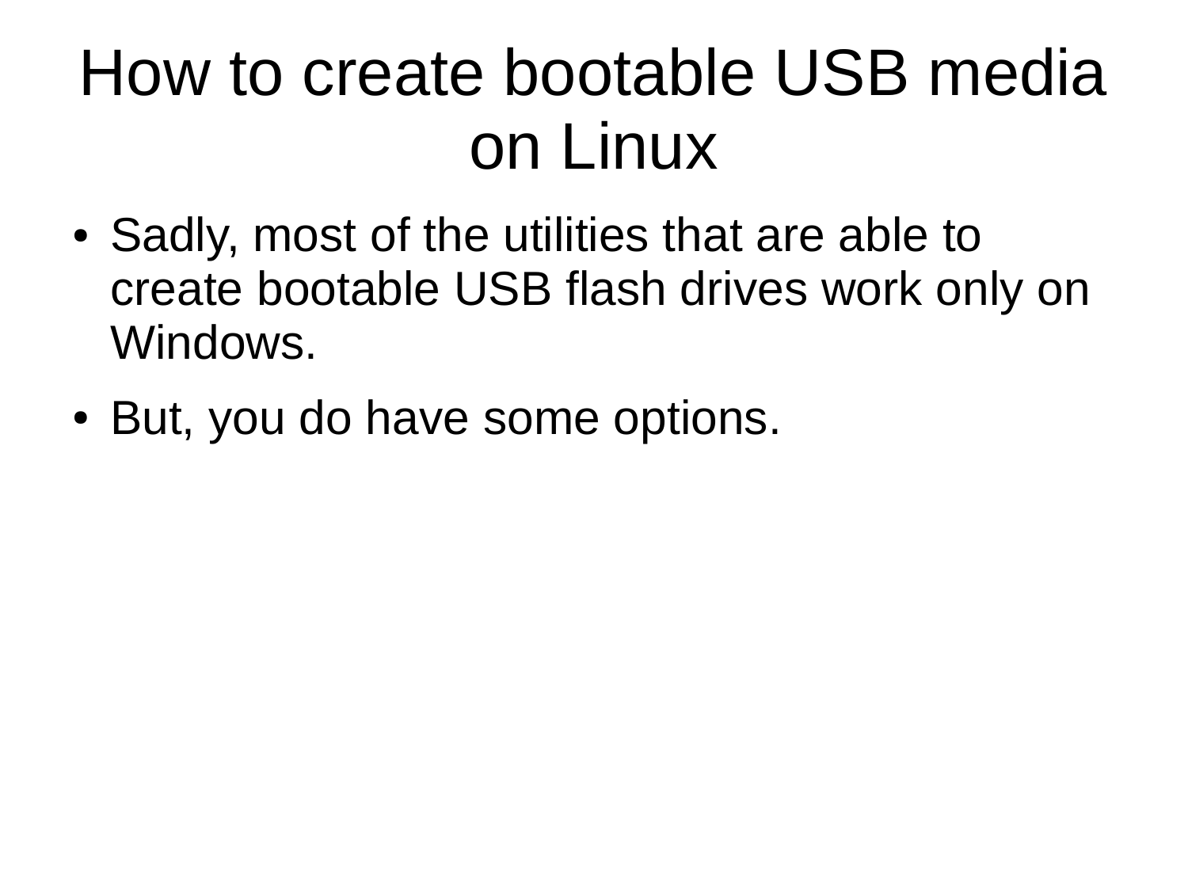# How to create bootable USB media on Linux

- Sadly, most of the utilities that are able to create bootable USB flash drives work only on Windows.
- But, you do have some options.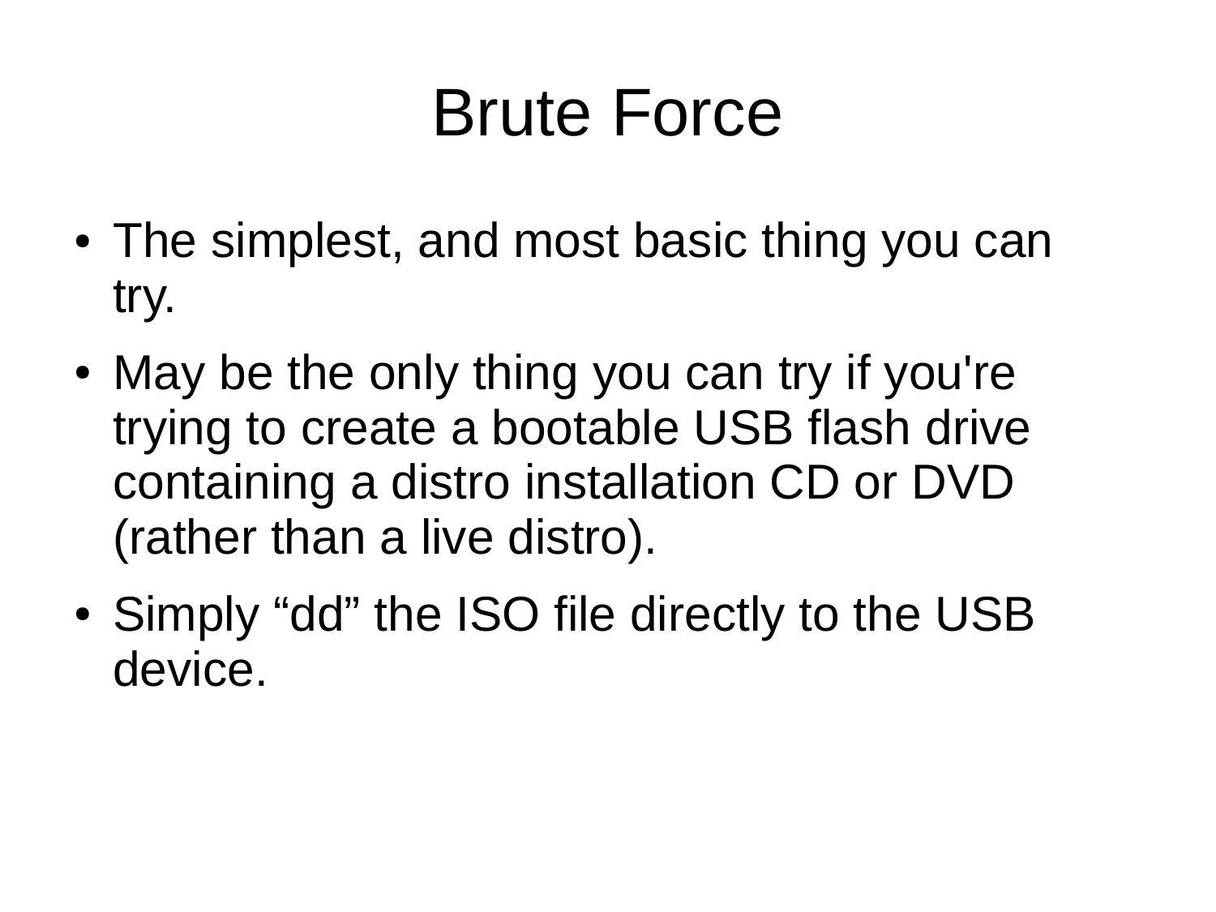# Brute Force

- The simplest, and most basic thing you can try.
- May be the only thing you can try if you're trying to create a bootable USB flash drive containing a distro installation CD or DVD (rather than a live distro).
- Simply “dd” the ISO file directly to the USB device.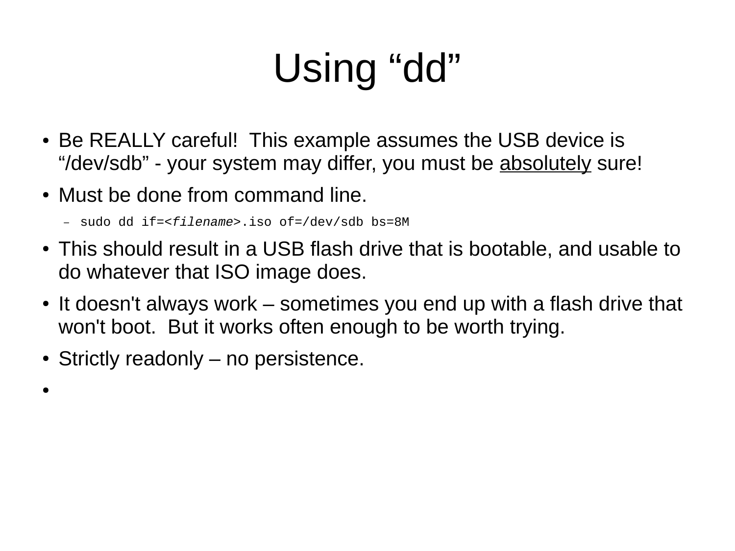# Using “dd”

- Be REALLY careful! This example assumes the USB device is “/dev/sdb” - your system may differ, you must be <u>absolutely</u> sure!
- Must be done from command line.
  - `sudo dd if=<filename>.iso of=/dev/sdb bs=8M`
- This should result in a USB flash drive that is bootable, and usable to do whatever that ISO image does.
- It doesn't always work – sometimes you end up with a flash drive that won't boot. But it works often enough to be worth trying.
- Strictly readonly – no persistence.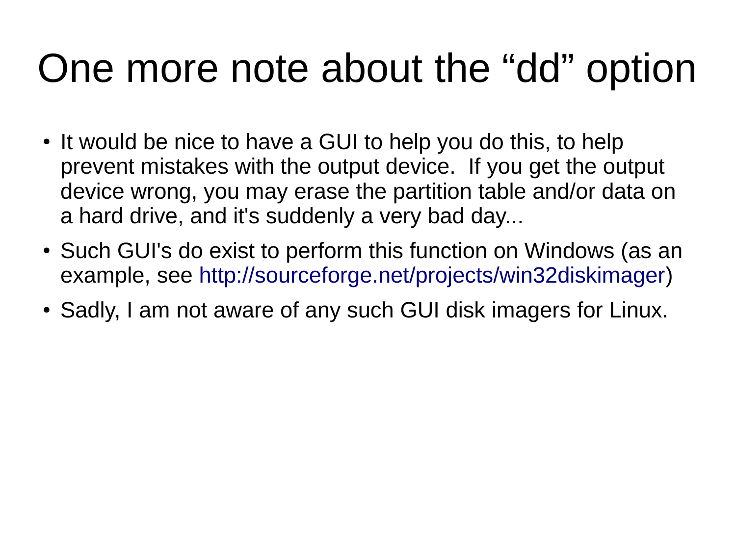# One more note about the “dd” option

- It would be nice to have a GUI to help you do this, to help prevent mistakes with the output device. If you get the output device wrong, you may erase the partition table and/or data on a hard drive, and it's suddenly a very bad day...
- Such GUI's do exist to perform this function on Windows (as an example, see http://sourceforge.net/projects/win32diskimager)
- Sadly, I am not aware of any such GUI disk imagers for Linux.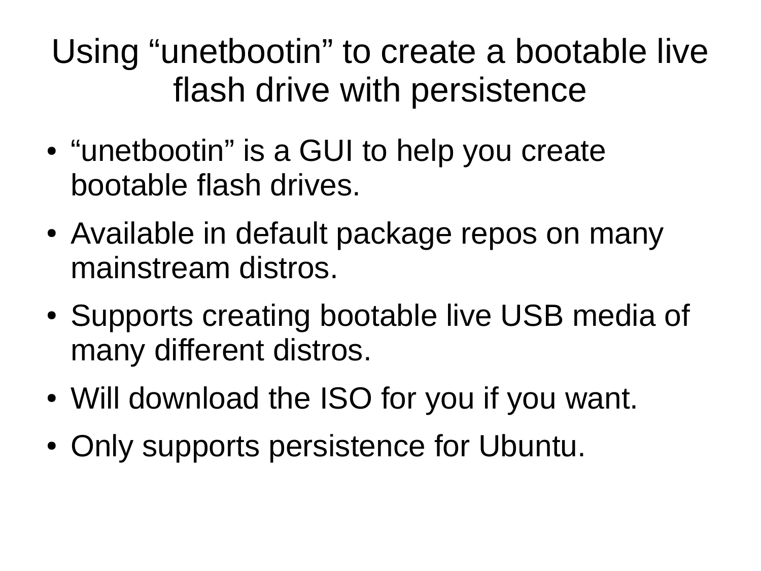# Using “unetbootin” to create a bootable live flash drive with persistence

- “unetbootin” is a GUI to help you create bootable flash drives.
- Available in default package repos on many mainstream distros.
- Supports creating bootable live USB media of many different distros.
- Will download the ISO for you if you want.
- Only supports persistence for Ubuntu.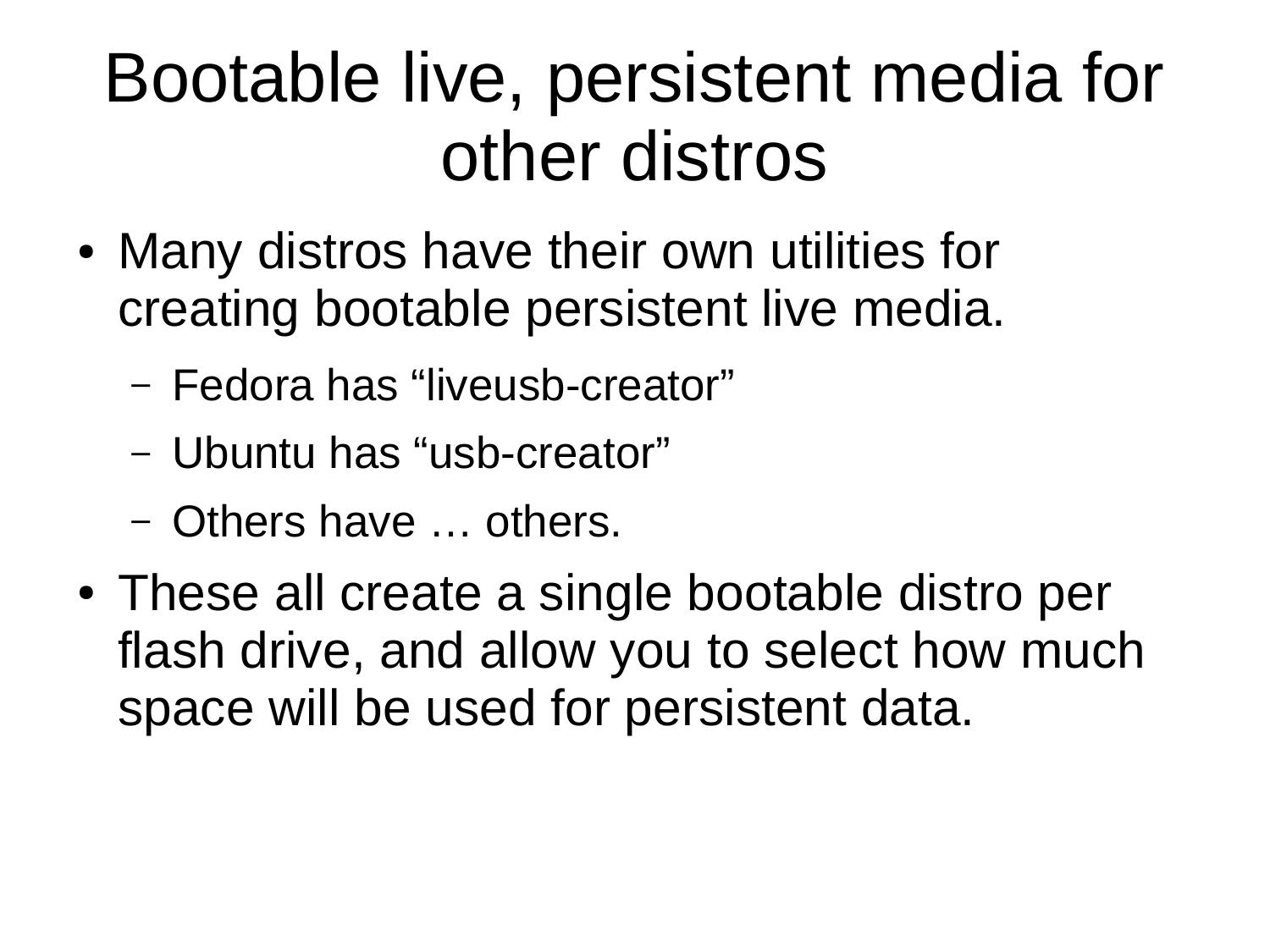# Bootable live, persistent media for other distros

- Many distros have their own utilities for creating bootable persistent live media.
  - Fedora has “liveusb-creator”
  - Ubuntu has “usb-creator”
  - Others have … others.
- These all create a single bootable distro per flash drive, and allow you to select how much space will be used for persistent data.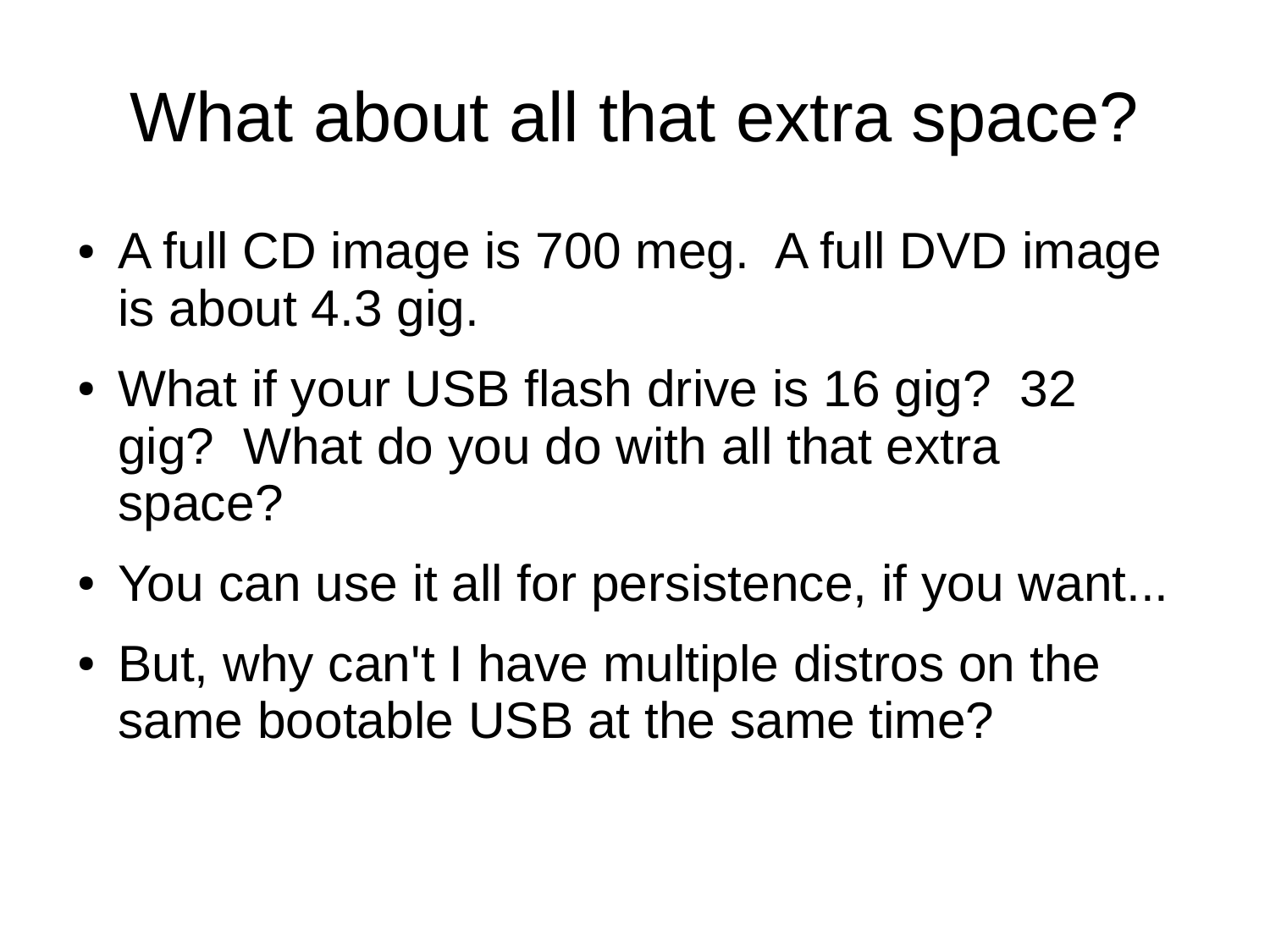# What about all that extra space?

- A full CD image is 700 meg.  A full DVD image is about 4.3 gig.
- What if your USB flash drive is 16 gig?  32 gig?  What do you do with all that extra space?
- You can use it all for persistence, if you want...
- But, why can't I have multiple distros on the same bootable USB at the same time?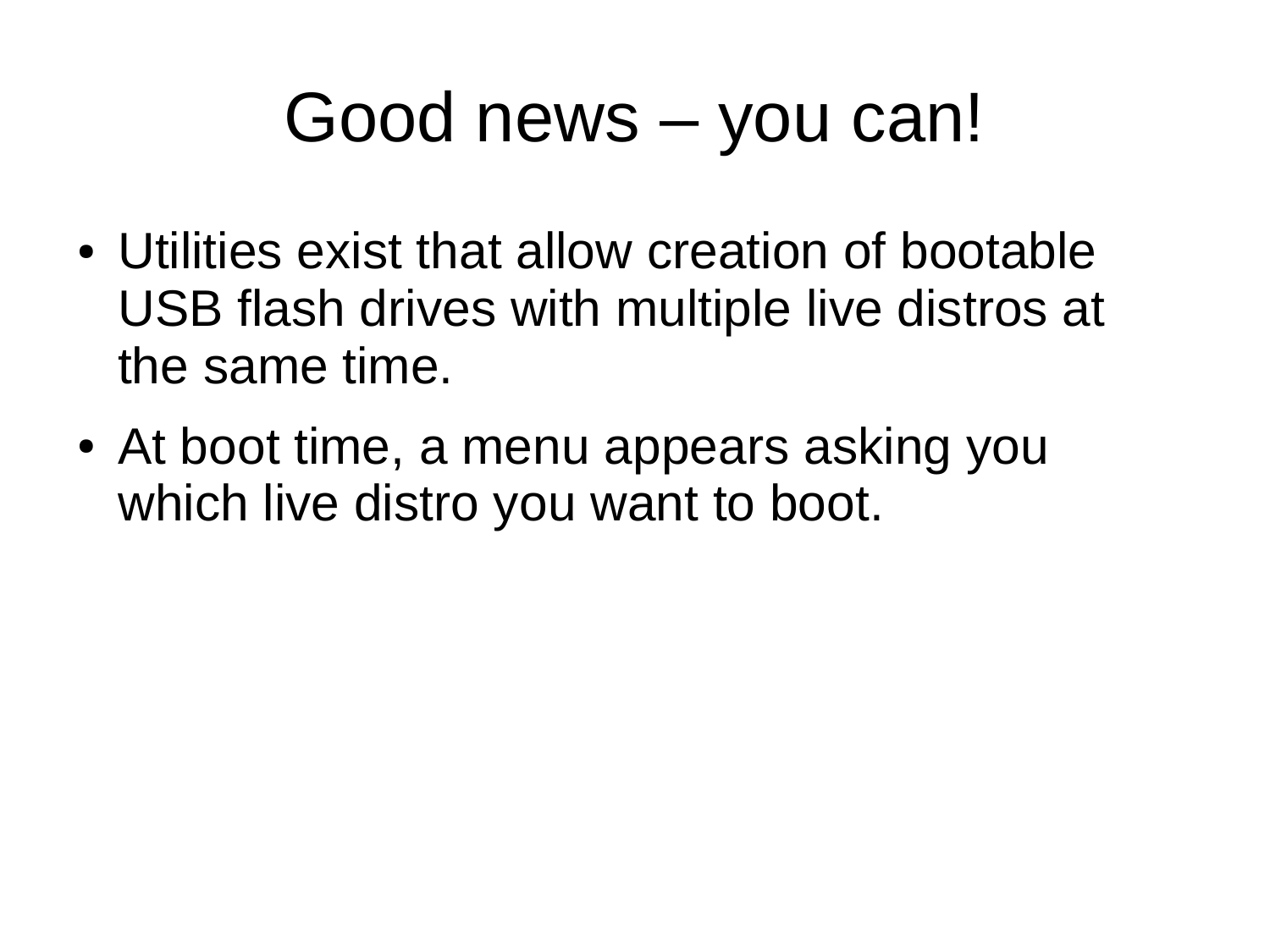# Good news – you can!

- Utilities exist that allow creation of bootable USB flash drives with multiple live distros at the same time.
- At boot time, a menu appears asking you which live distro you want to boot.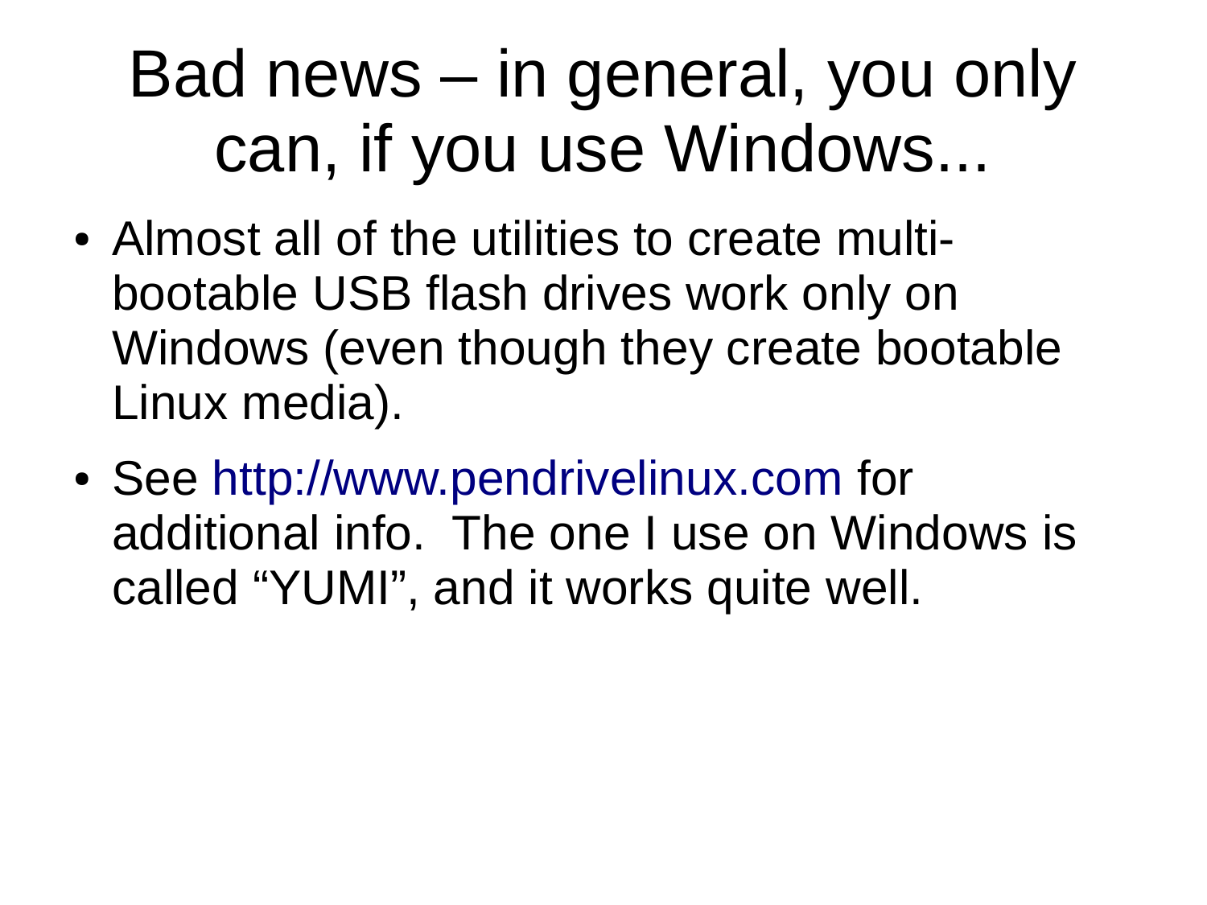# Bad news – in general, you only can, if you use Windows...

- Almost all of the utilities to create multi-bootable USB flash drives work only on Windows (even though they create bootable Linux media).
- See http://www.pendrivelinux.com for additional info. The one I use on Windows is called “YUMI”, and it works quite well.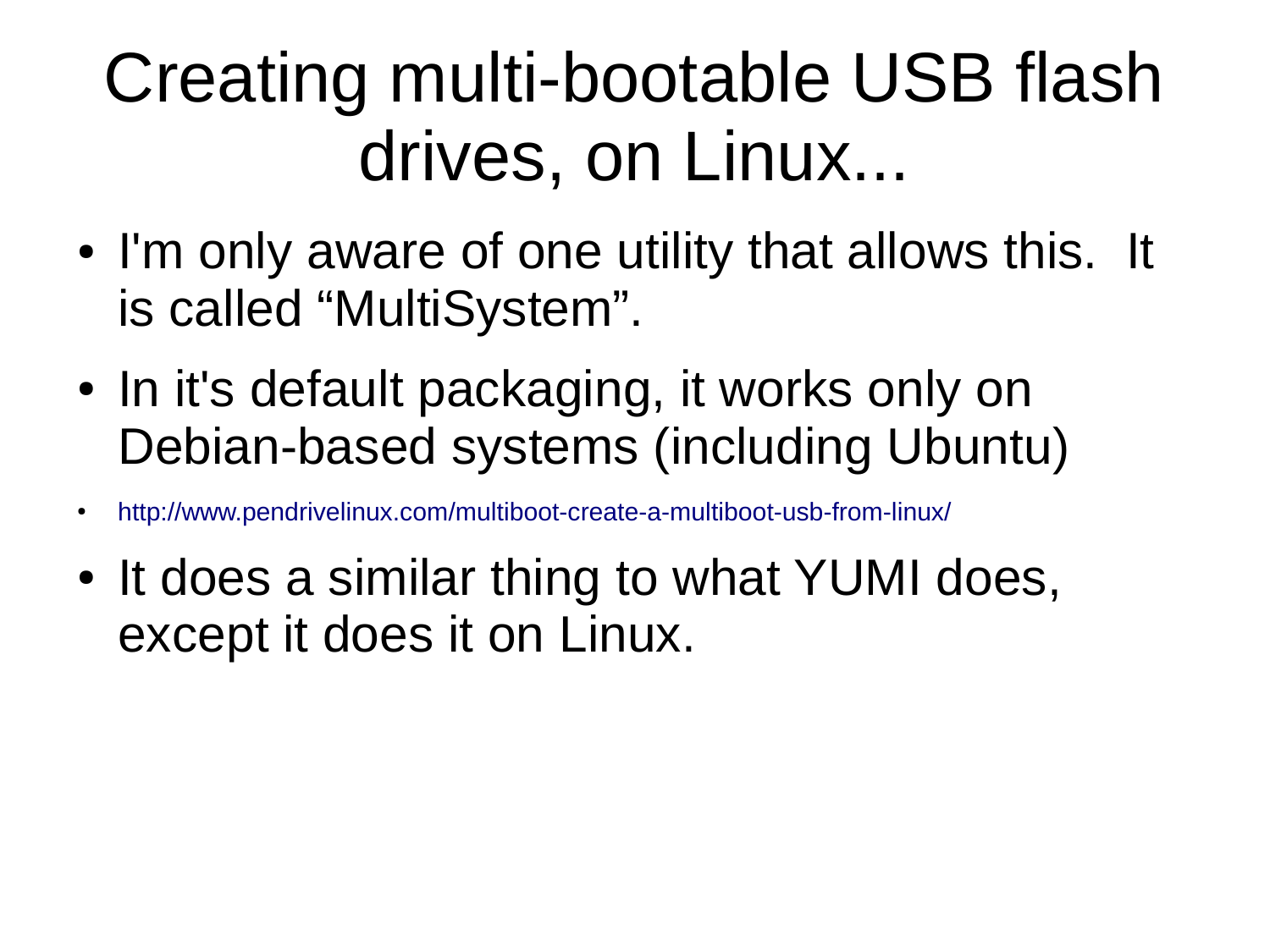# Creating multi-bootable USB flash drives, on Linux...

- I'm only aware of one utility that allows this.  It is called “MultiSystem”.
- In it's default packaging, it works only on Debian-based systems (including Ubuntu)
- http://www.pendrivelinux.com/multiboot-create-a-multiboot-usb-from-linux/
- It does a similar thing to what YUMI does, except it does it on Linux.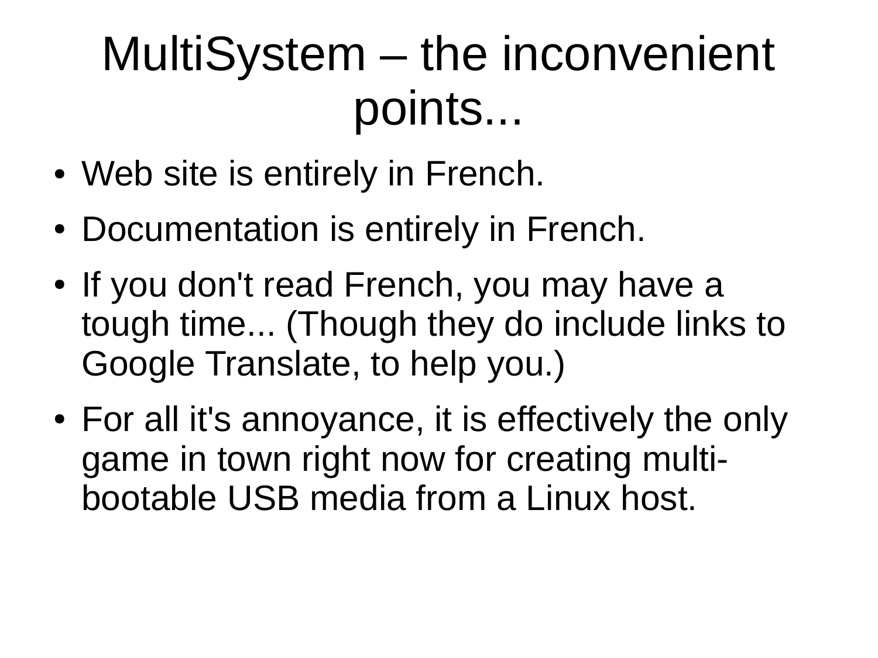# MultiSystem – the inconvenient points...

- Web site is entirely in French.
- Documentation is entirely in French.
- If you don't read French, you may have a tough time... (Though they do include links to Google Translate, to help you.)
- For all it's annoyance, it is effectively the only game in town right now for creating multi-bootable USB media from a Linux host.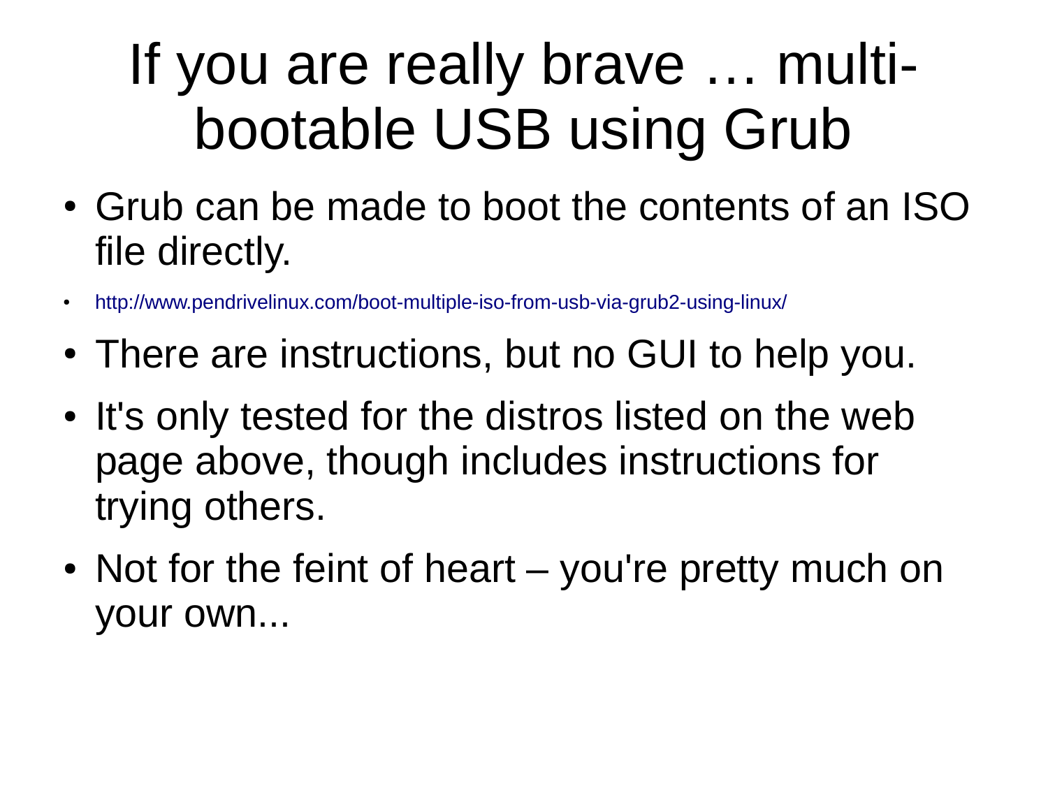# If you are really brave … multi-bootable USB using Grub

- Grub can be made to boot the contents of an ISO file directly.
- http://www.pendrivelinux.com/boot-multiple-iso-from-usb-via-grub2-using-linux/
- There are instructions, but no GUI to help you.
- It's only tested for the distros listed on the web page above, though includes instructions for trying others.
- Not for the feint of heart – you're pretty much on your own...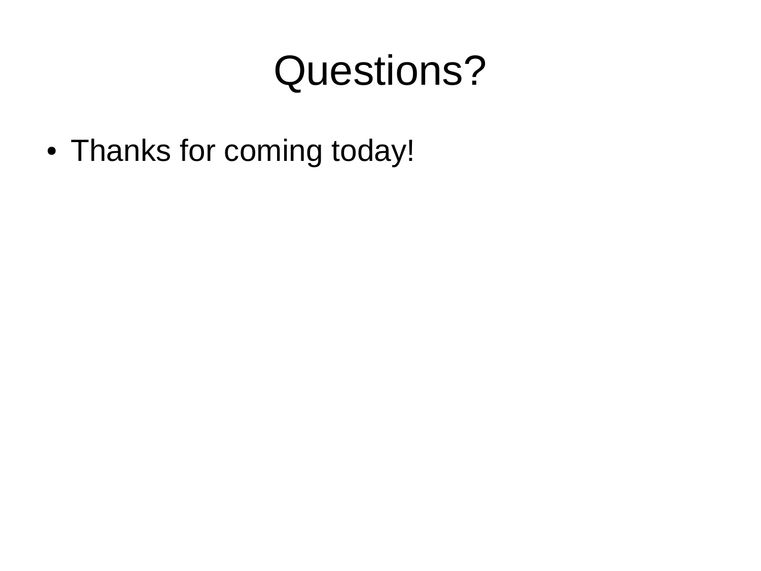# Questions?

- Thanks for coming today!